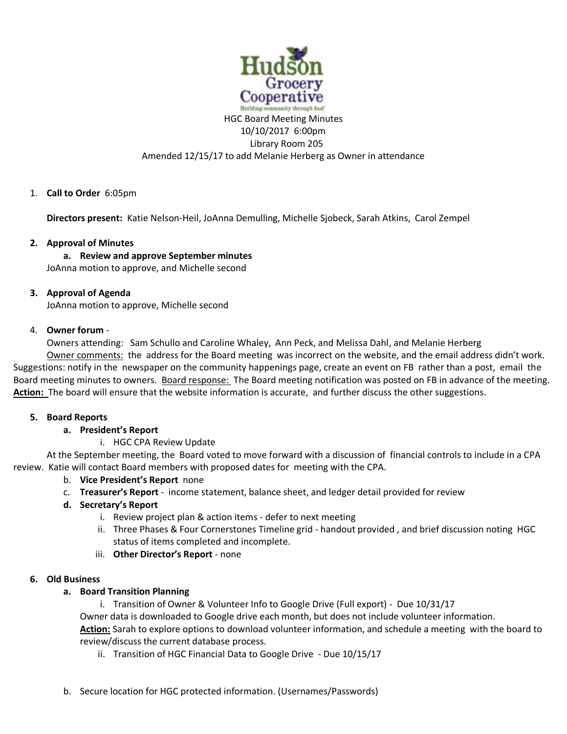Hudson Grocery Cooperative

Building community through food

HGC Board Meeting Minutes
10/10/2017 6:00pm
Library Room 205
Amended 12/15/17 to add Melanie Herberg as Owner in attendance

1. **Call to Order** 6:05pm

   **Directors present:** Katie Nelson-Heil, JoAnna Demulling, Michelle Sjobeck, Sarah Atkins, Carol Zempel

2. **Approval of Minutes**
   a. **Review and approve September minutes**
   JoAnna motion to approve, and Michelle second

3. **Approval of Agenda**
   JoAnna motion to approve, Michelle second

4. **Owner forum** -
   Owners attending: Sam Schullo and Caroline Whaley, Ann Peck, and Melissa Dahl, and Melanie Herberg
   Owner comments: the address for the Board meeting was incorrect on the website, and the email address didn't work. Suggestions: notify in the newspaper on the community happenings page, create an event on FB rather than a post, email the Board meeting minutes to owners. Board response: The Board meeting notification was posted on FB in advance of the meeting. **Action:** The board will ensure that the website information is accurate, and further discuss the other suggestions.

5. **Board Reports**
   a. **President's Report**
      i. HGC CPA Review Update
   At the September meeting, the Board voted to move forward with a discussion of financial controls to include in a CPA review. Katie will contact Board members with proposed dates for meeting with the CPA.
   b. **Vice President's Report** none
   c. **Treasurer's Report** - income statement, balance sheet, and ledger detail provided for review
   d. **Secretary's Report**
      i. Review project plan & action items - defer to next meeting
      ii. Three Phases & Four Cornerstones Timeline grid - handout provided , and brief discussion noting HGC status of items completed and incomplete.
      iii. **Other Director's Report** - none

6. **Old Business**
   a. **Board Transition Planning**
      i. Transition of Owner & Volunteer Info to Google Drive (Full export) - Due 10/31/17
      Owner data is downloaded to Google drive each month, but does not include volunteer information.
      **Action:** Sarah to explore options to download volunteer information, and schedule a meeting with the board to review/discuss the current database process.
      ii. Transition of HGC Financial Data to Google Drive - Due 10/15/17

   b. Secure location for HGC protected information. (Usernames/Passwords)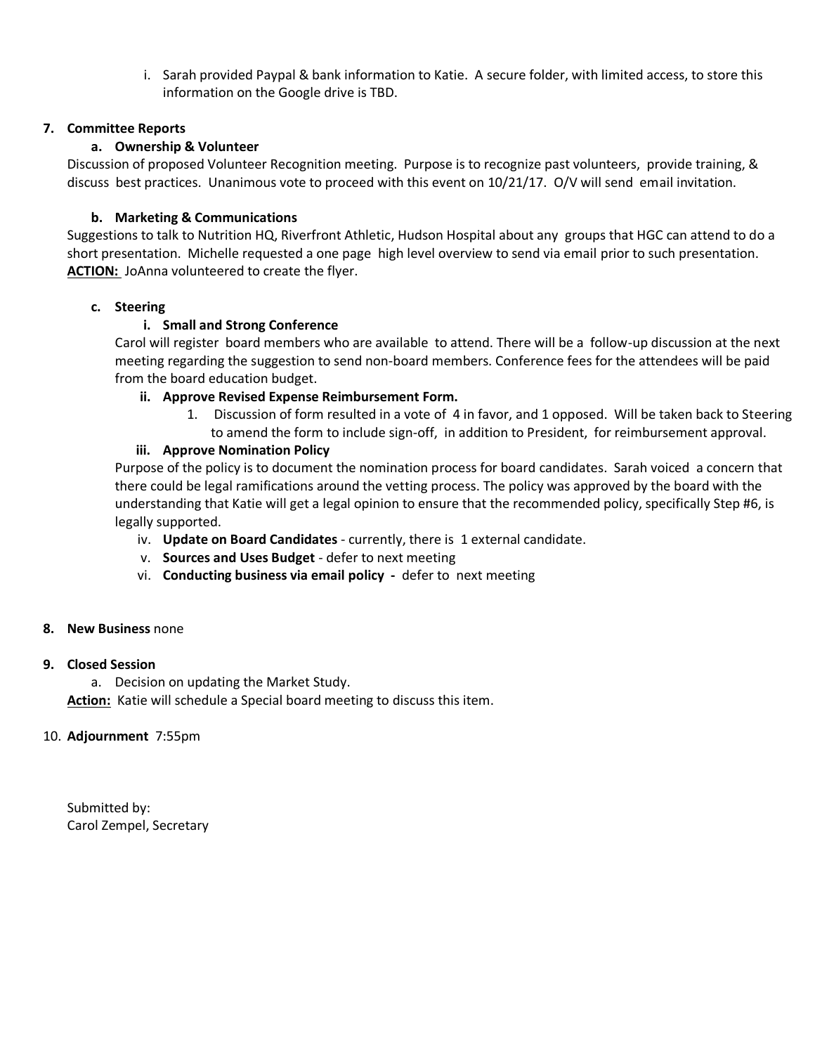i. Sarah provided Paypal & bank information to Katie. A secure folder, with limited access, to store this information on the Google drive is TBD.

**7. Committee Reports**

**a. Ownership & Volunteer**

Discussion of proposed Volunteer Recognition meeting. Purpose is to recognize past volunteers, provide training, & discuss best practices. Unanimous vote to proceed with this event on 10/21/17. O/V will send email invitation.

**b. Marketing & Communications**

Suggestions to talk to Nutrition HQ, Riverfront Athletic, Hudson Hospital about any groups that HGC can attend to do a short presentation. Michelle requested a one page high level overview to send via email prior to such presentation.
**ACTION:** JoAnna volunteered to create the flyer.

**c. Steering**

**i. Small and Strong Conference**

Carol will register board members who are available to attend. There will be a follow-up discussion at the next meeting regarding the suggestion to send non-board members. Conference fees for the attendees will be paid from the board education budget.

**ii. Approve Revised Expense Reimbursement Form.**

1. Discussion of form resulted in a vote of 4 in favor, and 1 opposed. Will be taken back to Steering to amend the form to include sign-off, in addition to President, for reimbursement approval.

**iii. Approve Nomination Policy**

Purpose of the policy is to document the nomination process for board candidates. Sarah voiced a concern that there could be legal ramifications around the vetting process. The policy was approved by the board with the understanding that Katie will get a legal opinion to ensure that the recommended policy, specifically Step #6, is legally supported.

iv. **Update on Board Candidates** - currently, there is 1 external candidate.

v. **Sources and Uses Budget** - defer to next meeting

vi. **Conducting business via email policy -** defer to next meeting

**8. New Business** none

**9. Closed Session**

a. Decision on updating the Market Study.

**Action:** Katie will schedule a Special board meeting to discuss this item.

10. **Adjournment** 7:55pm

Submitted by:
Carol Zempel, Secretary